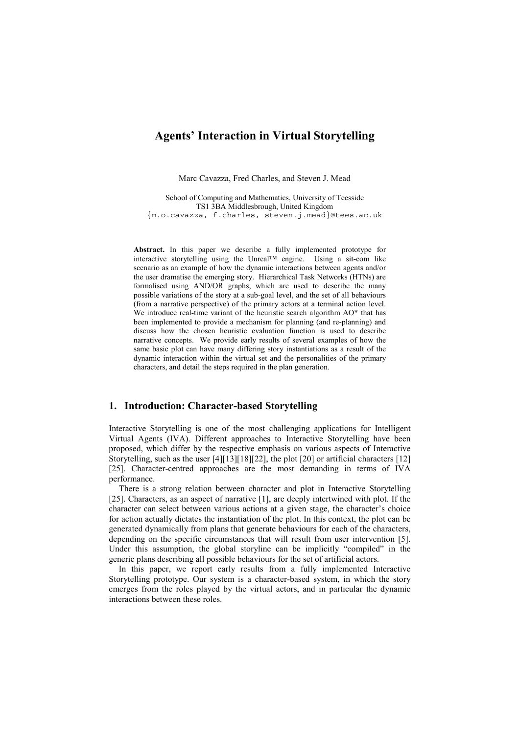# Agents' Interaction in Virtual Storytelling

Marc Cavazza, Fred Charles, and Steven J. Mead

School of Computing and Mathematics, University of Teesside
TS1 3BA Middlesbrough, United Kingdom
{m.o.cavazza, f.charles, steven.j.mead}@tees.ac.uk

**Abstract.** In this paper we describe a fully implemented prototype for interactive storytelling using the Unreal™ engine. Using a sit-com like scenario as an example of how the dynamic interactions between agents and/or the user dramatise the emerging story. Hierarchical Task Networks (HTNs) are formalised using AND/OR graphs, which are used to describe the many possible variations of the story at a sub-goal level, and the set of all behaviours (from a narrative perspective) of the primary actors at a terminal action level. We introduce real-time variant of the heuristic search algorithm AO* that has been implemented to provide a mechanism for planning (and re-planning) and discuss how the chosen heuristic evaluation function is used to describe narrative concepts. We provide early results of several examples of how the same basic plot can have many differing story instantiations as a result of the dynamic interaction within the virtual set and the personalities of the primary characters, and detail the steps required in the plan generation.

## 1. Introduction: Character-based Storytelling

Interactive Storytelling is one of the most challenging applications for Intelligent Virtual Agents (IVA). Different approaches to Interactive Storytelling have been proposed, which differ by the respective emphasis on various aspects of Interactive Storytelling, such as the user [4][13][18][22], the plot [20] or artificial characters [12] [25]. Character-centred approaches are the most demanding in terms of IVA performance.

There is a strong relation between character and plot in Interactive Storytelling [25]. Characters, as an aspect of narrative [1], are deeply intertwined with plot. If the character can select between various actions at a given stage, the character's choice for action actually dictates the instantiation of the plot. In this context, the plot can be generated dynamically from plans that generate behaviours for each of the characters, depending on the specific circumstances that will result from user intervention [5]. Under this assumption, the global storyline can be implicitly "compiled" in the generic plans describing all possible behaviours for the set of artificial actors.

In this paper, we report early results from a fully implemented Interactive Storytelling prototype. Our system is a character-based system, in which the story emerges from the roles played by the virtual actors, and in particular the dynamic interactions between these roles.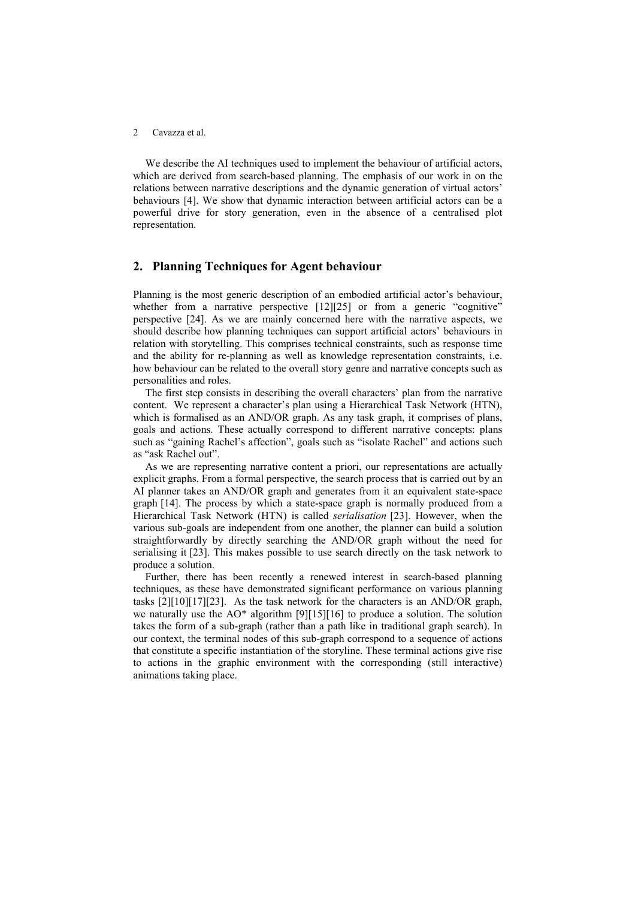We describe the AI techniques used to implement the behaviour of artificial actors, which are derived from search-based planning. The emphasis of our work in on the relations between narrative descriptions and the dynamic generation of virtual actors' behaviours [4]. We show that dynamic interaction between artificial actors can be a powerful drive for story generation, even in the absence of a centralised plot representation.

## 2. Planning Techniques for Agent behaviour

Planning is the most generic description of an embodied artificial actor's behaviour, whether from a narrative perspective [12][25] or from a generic "cognitive" perspective [24]. As we are mainly concerned here with the narrative aspects, we should describe how planning techniques can support artificial actors' behaviours in relation with storytelling. This comprises technical constraints, such as response time and the ability for re-planning as well as knowledge representation constraints, i.e. how behaviour can be related to the overall story genre and narrative concepts such as personalities and roles.

The first step consists in describing the overall characters' plan from the narrative content. We represent a character's plan using a Hierarchical Task Network (HTN), which is formalised as an AND/OR graph. As any task graph, it comprises of plans, goals and actions. These actually correspond to different narrative concepts: plans such as "gaining Rachel's affection", goals such as "isolate Rachel" and actions such as "ask Rachel out".

As we are representing narrative content a priori, our representations are actually explicit graphs. From a formal perspective, the search process that is carried out by an AI planner takes an AND/OR graph and generates from it an equivalent state-space graph [14]. The process by which a state-space graph is normally produced from a Hierarchical Task Network (HTN) is called *serialisation* [23]. However, when the various sub-goals are independent from one another, the planner can build a solution straightforwardly by directly searching the AND/OR graph without the need for serialising it [23]. This makes possible to use search directly on the task network to produce a solution.

Further, there has been recently a renewed interest in search-based planning techniques, as these have demonstrated significant performance on various planning tasks [2][10][17][23]. As the task network for the characters is an AND/OR graph, we naturally use the AO* algorithm [9][15][16] to produce a solution. The solution takes the form of a sub-graph (rather than a path like in traditional graph search). In our context, the terminal nodes of this sub-graph correspond to a sequence of actions that constitute a specific instantiation of the storyline. These terminal actions give rise to actions in the graphic environment with the corresponding (still interactive) animations taking place.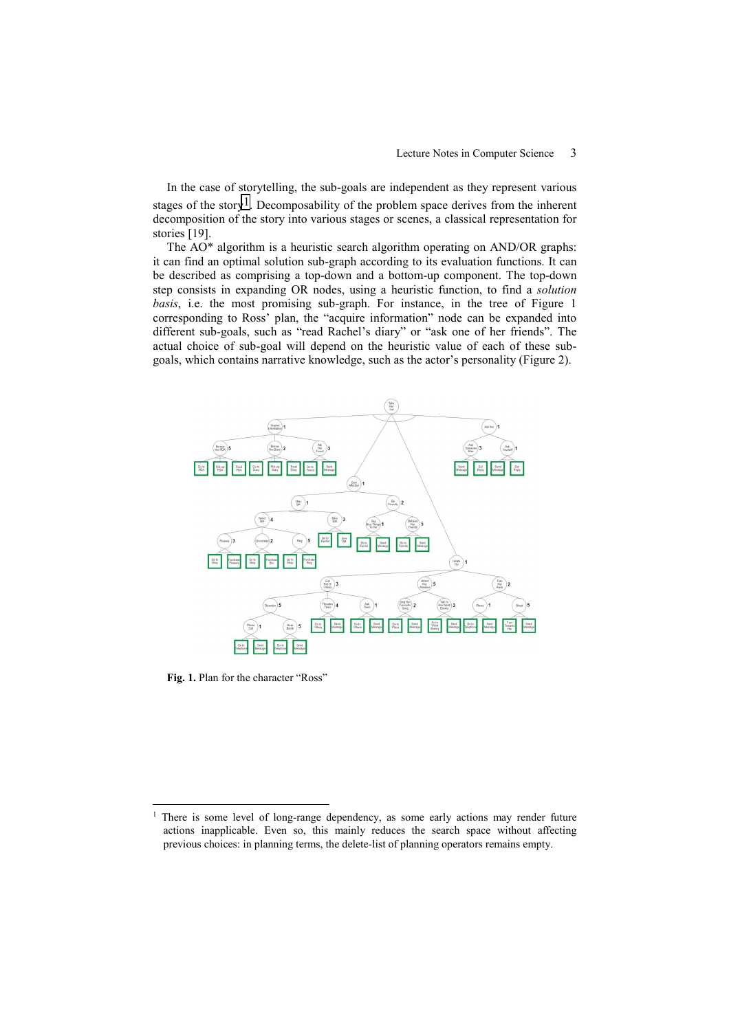In the case of storytelling, the sub-goals are independent as they represent various stages of the story[1]. Decomposability of the problem space derives from the inherent decomposition of the story into various stages or scenes, a classical representation for stories [19].

The AO* algorithm is a heuristic search algorithm operating on AND/OR graphs: it can find an optimal solution sub-graph according to its evaluation functions. It can be described as comprising a top-down and a bottom-up component. The top-down step consists in expanding OR nodes, using a heuristic function, to find a *solution basis*, i.e. the most promising sub-graph. For instance, in the tree of Figure 1 corresponding to Ross' plan, the "acquire information" node can be expanded into different sub-goals, such as "read Rachel's diary" or "ask one of her friends". The actual choice of sub-goal will depend on the heuristic value of each of these sub-goals, which contains narrative knowledge, such as the actor's personality (Figure 2).

**Fig. 1.** Plan for the character "Ross"

[1] There is some level of long-range dependency, as some early actions may render future actions inapplicable. Even so, this mainly reduces the search space without affecting previous choices: in planning terms, the delete-list of planning operators remains empty.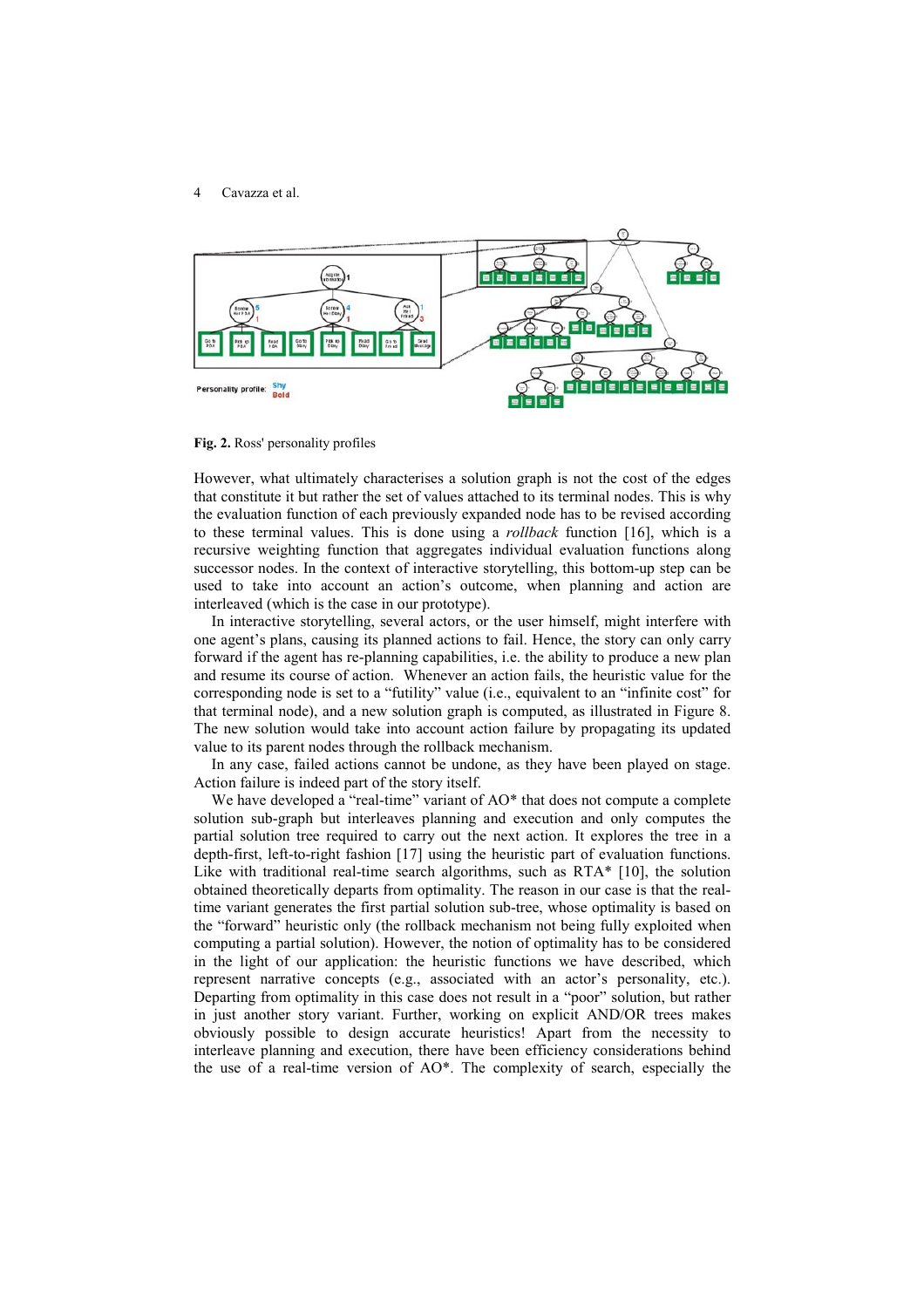**Fig. 2.** Ross' personality profiles

However, what ultimately characterises a solution graph is not the cost of the edges that constitute it but rather the set of values attached to its terminal nodes. This is why the evaluation function of each previously expanded node has to be revised according to these terminal values. This is done using a *rollback* function [16], which is a recursive weighting function that aggregates individual evaluation functions along successor nodes. In the context of interactive storytelling, this bottom-up step can be used to take into account an action's outcome, when planning and action are interleaved (which is the case in our prototype).

In interactive storytelling, several actors, or the user himself, might interfere with one agent's plans, causing its planned actions to fail. Hence, the story can only carry forward if the agent has re-planning capabilities, i.e. the ability to produce a new plan and resume its course of action. Whenever an action fails, the heuristic value for the corresponding node is set to a "futility" value (i.e., equivalent to an "infinite cost" for that terminal node), and a new solution graph is computed, as illustrated in Figure 8. The new solution would take into account action failure by propagating its updated value to its parent nodes through the rollback mechanism.

In any case, failed actions cannot be undone, as they have been played on stage. Action failure is indeed part of the story itself.

We have developed a "real-time" variant of AO* that does not compute a complete solution sub-graph but interleaves planning and execution and only computes the partial solution tree required to carry out the next action. It explores the tree in a depth-first, left-to-right fashion [17] using the heuristic part of evaluation functions. Like with traditional real-time search algorithms, such as RTA* [10], the solution obtained theoretically departs from optimality. The reason in our case is that the real-time variant generates the first partial solution sub-tree, whose optimality is based on the "forward" heuristic only (the rollback mechanism not being fully exploited when computing a partial solution). However, the notion of optimality has to be considered in the light of our application: the heuristic functions we have described, which represent narrative concepts (e.g., associated with an actor's personality, etc.). Departing from optimality in this case does not result in a "poor" solution, but rather in just another story variant. Further, working on explicit AND/OR trees makes obviously possible to design accurate heuristics! Apart from the necessity to interleave planning and execution, there have been efficiency considerations behind the use of a real-time version of AO*. The complexity of search, especially the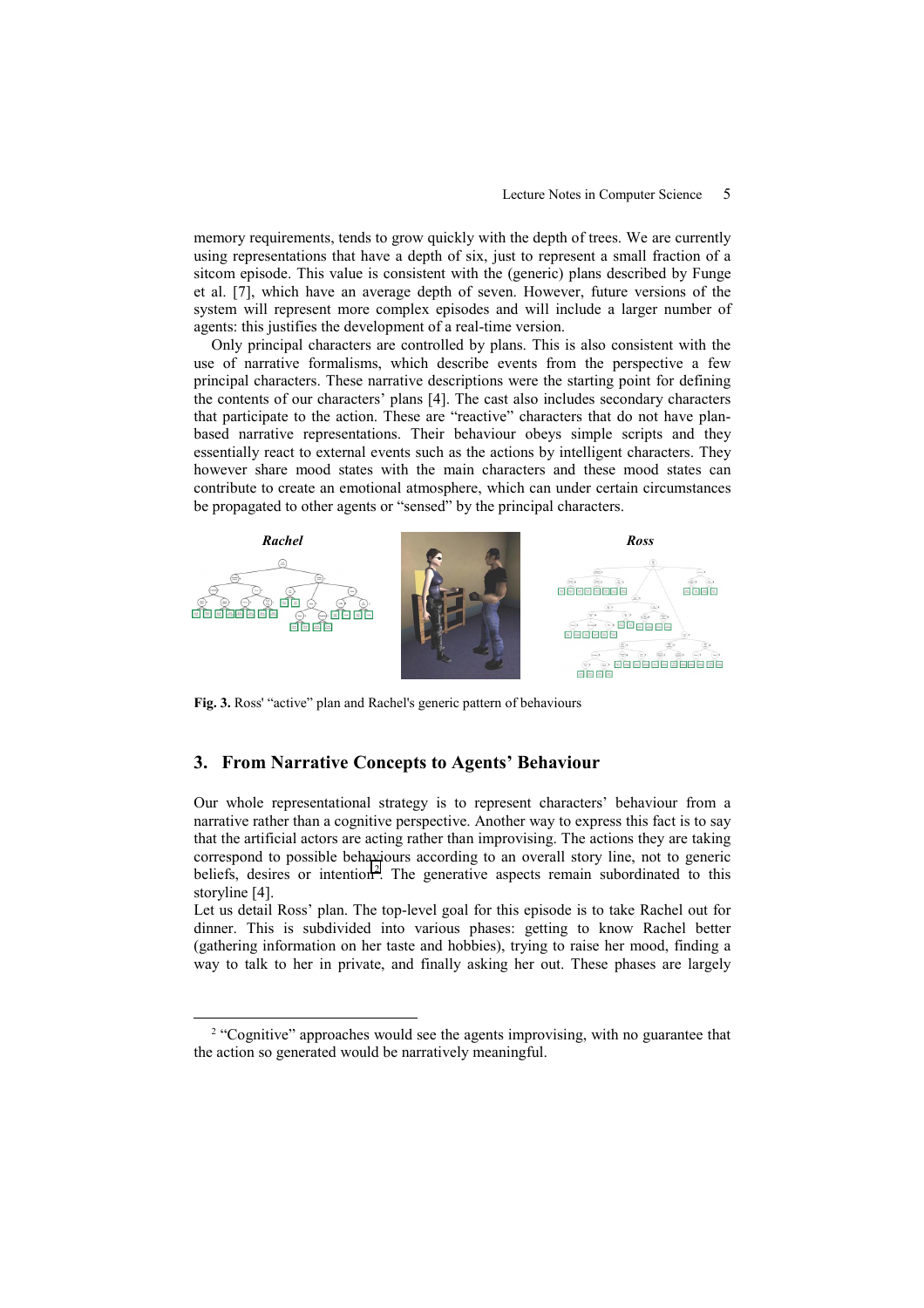memory requirements, tends to grow quickly with the depth of trees. We are currently using representations that have a depth of six, just to represent a small fraction of a sitcom episode. This value is consistent with the (generic) plans described by Funge et al. [7], which have an average depth of seven. However, future versions of the system will represent more complex episodes and will include a larger number of agents: this justifies the development of a real-time version.

Only principal characters are controlled by plans. This is also consistent with the use of narrative formalisms, which describe events from the perspective a few principal characters. These narrative descriptions were the starting point for defining the contents of our characters' plans [4]. The cast also includes secondary characters that participate to the action. These are "reactive" characters that do not have plan-based narrative representations. Their behaviour obeys simple scripts and they essentially react to external events such as the actions by intelligent characters. They however share mood states with the main characters and these mood states can contribute to create an emotional atmosphere, which can under certain circumstances be propagated to other agents or "sensed" by the principal characters.

**Fig. 3.** Ross' "active" plan and Rachel's generic pattern of behaviours

## 3. From Narrative Concepts to Agents' Behaviour

Our whole representational strategy is to represent characters' behaviour from a narrative rather than a cognitive perspective. Another way to express this fact is to say that the artificial actors are acting rather than improvising. The actions they are taking correspond to possible behaviours according to an overall story line, not to generic beliefs, desires or intention[2]. The generative aspects remain subordinated to this storyline [4].

Let us detail Ross' plan. The top-level goal for this episode is to take Rachel out for dinner. This is subdivided into various phases: getting to know Rachel better (gathering information on her taste and hobbies), trying to raise her mood, finding a way to talk to her in private, and finally asking her out. These phases are largely

[2] "Cognitive" approaches would see the agents improvising, with no guarantee that the action so generated would be narratively meaningful.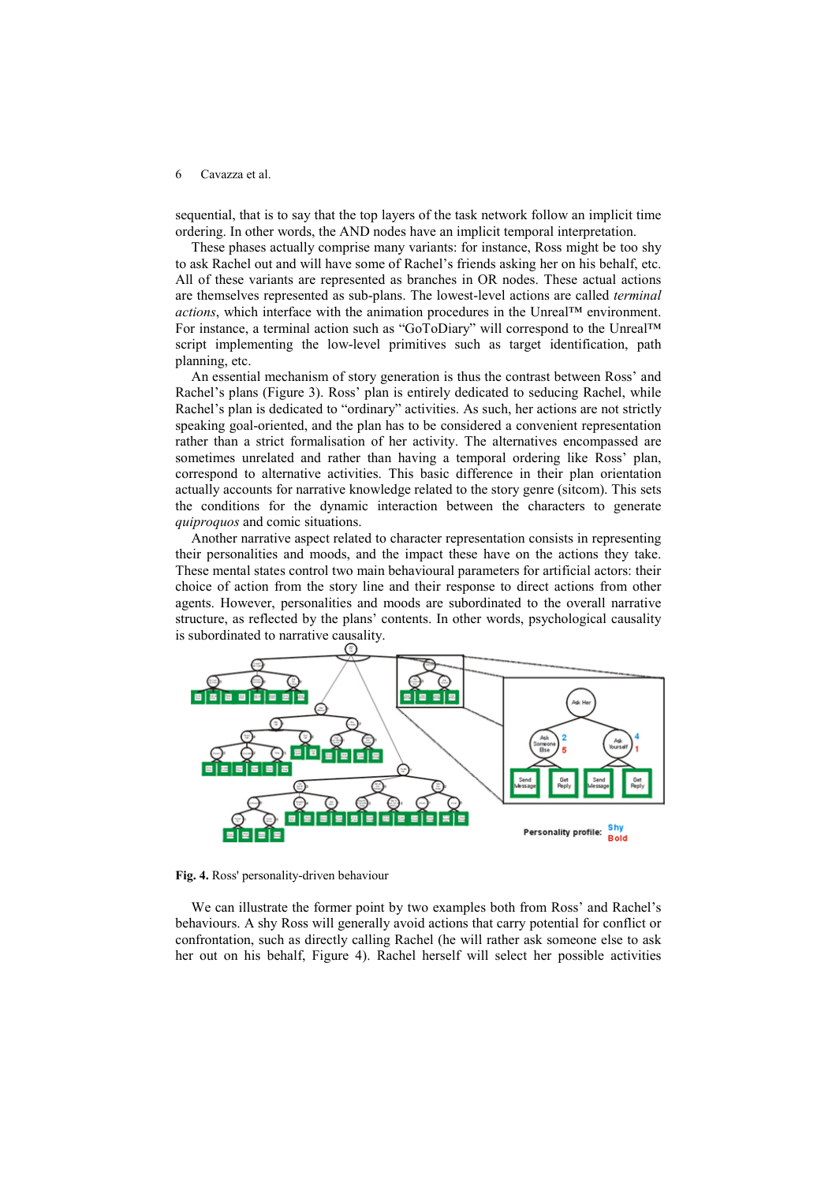sequential, that is to say that the top layers of the task network follow an implicit time ordering. In other words, the AND nodes have an implicit temporal interpretation.

These phases actually comprise many variants: for instance, Ross might be too shy to ask Rachel out and will have some of Rachel's friends asking her on his behalf, etc. All of these variants are represented as branches in OR nodes. These actual actions are themselves represented as sub-plans. The lowest-level actions are called *terminal actions*, which interface with the animation procedures in the Unreal™ environment. For instance, a terminal action such as "GoToDiary" will correspond to the Unreal™ script implementing the low-level primitives such as target identification, path planning, etc.

An essential mechanism of story generation is thus the contrast between Ross' and Rachel's plans (Figure 3). Ross' plan is entirely dedicated to seducing Rachel, while Rachel's plan is dedicated to "ordinary" activities. As such, her actions are not strictly speaking goal-oriented, and the plan has to be considered a convenient representation rather than a strict formalisation of her activity. The alternatives encompassed are sometimes unrelated and rather than having a temporal ordering like Ross' plan, correspond to alternative activities. This basic difference in their plan orientation actually accounts for narrative knowledge related to the story genre (sitcom). This sets the conditions for the dynamic interaction between the characters to generate *quiproquos* and comic situations.

Another narrative aspect related to character representation consists in representing their personalities and moods, and the impact these have on the actions they take. These mental states control two main behavioural parameters for artificial actors: their choice of action from the story line and their response to direct actions from other agents. However, personalities and moods are subordinated to the overall narrative structure, as reflected by the plans' contents. In other words, psychological causality is subordinated to narrative causality.

**Fig. 4.** Ross' personality-driven behaviour

We can illustrate the former point by two examples both from Ross' and Rachel's behaviours. A shy Ross will generally avoid actions that carry potential for conflict or confrontation, such as directly calling Rachel (he will rather ask someone else to ask her out on his behalf, Figure 4). Rachel herself will select her possible activities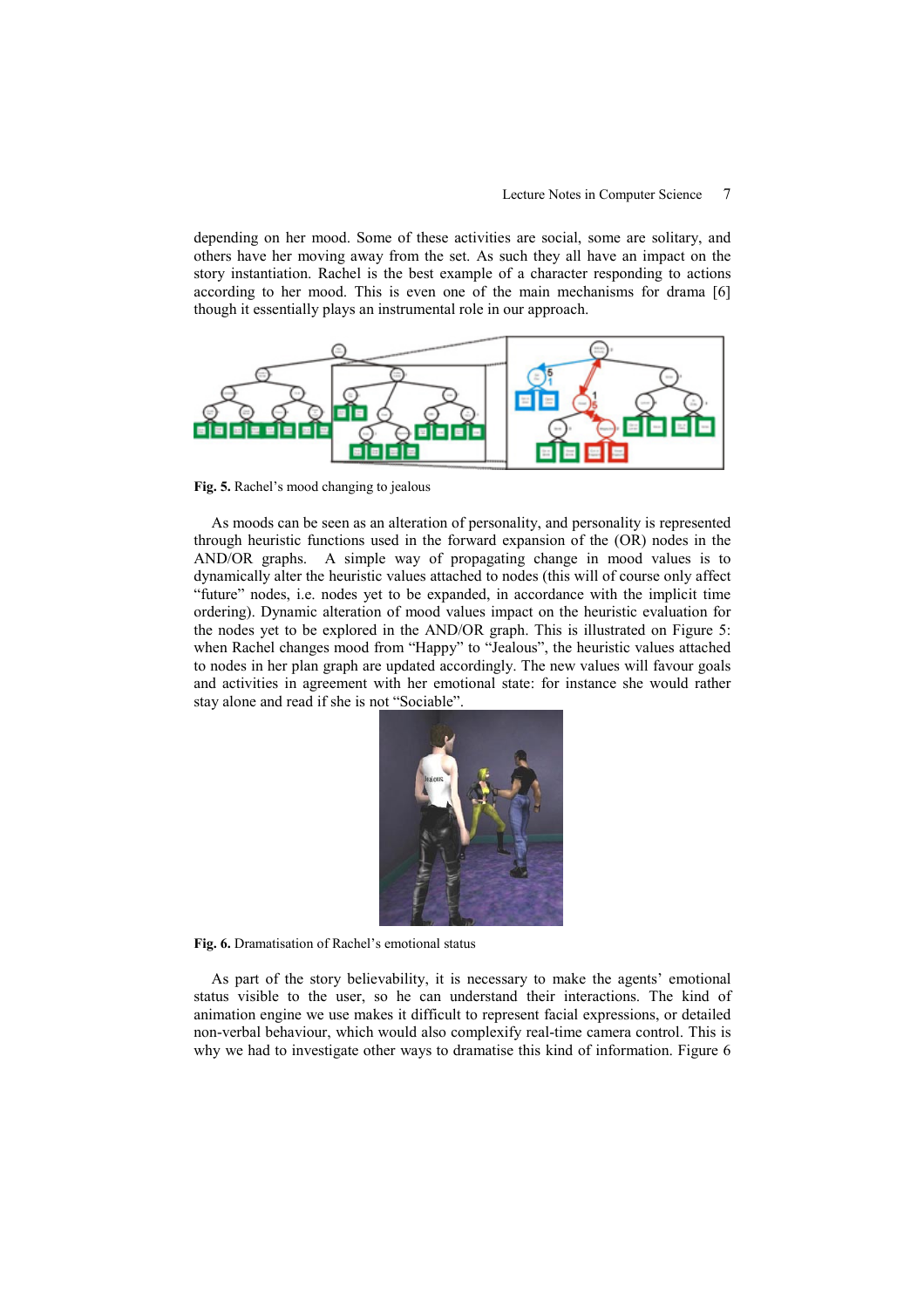depending on her mood. Some of these activities are social, some are solitary, and others have her moving away from the set. As such they all have an impact on the story instantiation. Rachel is the best example of a character responding to actions according to her mood. This is even one of the main mechanisms for drama [6] though it essentially plays an instrumental role in our approach.

**Fig. 5.** Rachel's mood changing to jealous

As moods can be seen as an alteration of personality, and personality is represented through heuristic functions used in the forward expansion of the (OR) nodes in the AND/OR graphs. A simple way of propagating change in mood values is to dynamically alter the heuristic values attached to nodes (this will of course only affect "future" nodes, i.e. nodes yet to be expanded, in accordance with the implicit time ordering). Dynamic alteration of mood values impact on the heuristic evaluation for the nodes yet to be explored in the AND/OR graph. This is illustrated on Figure 5: when Rachel changes mood from "Happy" to "Jealous", the heuristic values attached to nodes in her plan graph are updated accordingly. The new values will favour goals and activities in agreement with her emotional state: for instance she would rather stay alone and read if she is not "Sociable".

**Fig. 6.** Dramatisation of Rachel's emotional status

As part of the story believability, it is necessary to make the agents' emotional status visible to the user, so he can understand their interactions. The kind of animation engine we use makes it difficult to represent facial expressions, or detailed non-verbal behaviour, which would also complexify real-time camera control. This is why we had to investigate other ways to dramatise this kind of information. Figure 6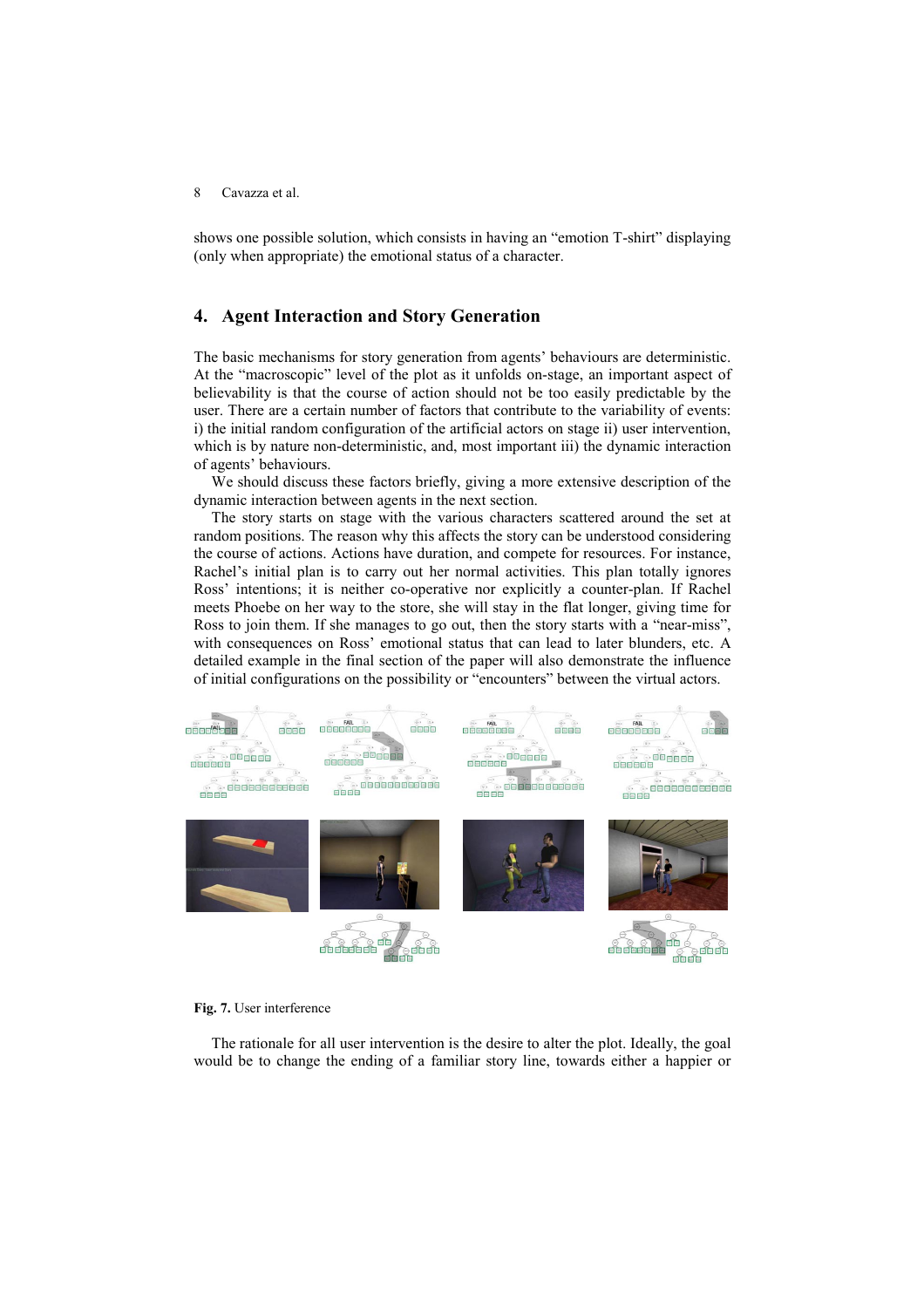shows one possible solution, which consists in having an "emotion T-shirt" displaying (only when appropriate) the emotional status of a character.

## 4. Agent Interaction and Story Generation

The basic mechanisms for story generation from agents' behaviours are deterministic. At the "macroscopic" level of the plot as it unfolds on-stage, an important aspect of believability is that the course of action should not be too easily predictable by the user. There are a certain number of factors that contribute to the variability of events: i) the initial random configuration of the artificial actors on stage ii) user intervention, which is by nature non-deterministic, and, most important iii) the dynamic interaction of agents' behaviours.

We should discuss these factors briefly, giving a more extensive description of the dynamic interaction between agents in the next section.

The story starts on stage with the various characters scattered around the set at random positions. The reason why this affects the story can be understood considering the course of actions. Actions have duration, and compete for resources. For instance, Rachel's initial plan is to carry out her normal activities. This plan totally ignores Ross' intentions; it is neither co-operative nor explicitly a counter-plan. If Rachel meets Phoebe on her way to the store, she will stay in the flat longer, giving time for Ross to join them. If she manages to go out, then the story starts with a "near-miss", with consequences on Ross' emotional status that can lead to later blunders, etc. A detailed example in the final section of the paper will also demonstrate the influence of initial configurations on the possibility or "encounters" between the virtual actors.

**Fig. 7.** User interference

The rationale for all user intervention is the desire to alter the plot. Ideally, the goal would be to change the ending of a familiar story line, towards either a happier or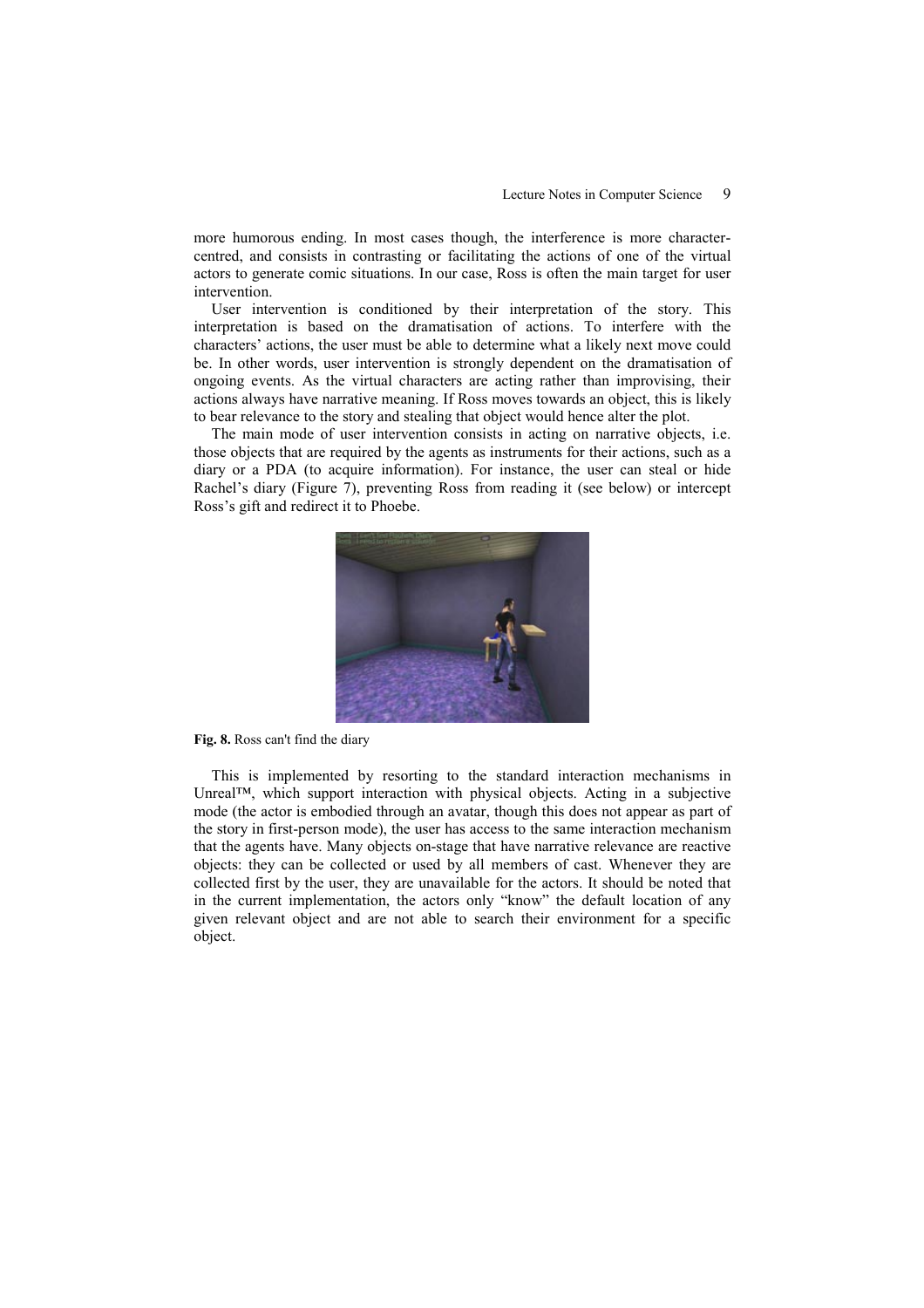more humorous ending. In most cases though, the interference is more character-centred, and consists in contrasting or facilitating the actions of one of the virtual actors to generate comic situations. In our case, Ross is often the main target for user intervention.

User intervention is conditioned by their interpretation of the story. This interpretation is based on the dramatisation of actions. To interfere with the characters' actions, the user must be able to determine what a likely next move could be. In other words, user intervention is strongly dependent on the dramatisation of ongoing events. As the virtual characters are acting rather than improvising, their actions always have narrative meaning. If Ross moves towards an object, this is likely to bear relevance to the story and stealing that object would hence alter the plot.

The main mode of user intervention consists in acting on narrative objects, i.e. those objects that are required by the agents as instruments for their actions, such as a diary or a PDA (to acquire information). For instance, the user can steal or hide Rachel's diary (Figure 7), preventing Ross from reading it (see below) or intercept Ross's gift and redirect it to Phoebe.

**Fig. 8.** Ross can't find the diary

This is implemented by resorting to the standard interaction mechanisms in Unreal™, which support interaction with physical objects. Acting in a subjective mode (the actor is embodied through an avatar, though this does not appear as part of the story in first-person mode), the user has access to the same interaction mechanism that the agents have. Many objects on-stage that have narrative relevance are reactive objects: they can be collected or used by all members of cast. Whenever they are collected first by the user, they are unavailable for the actors. It should be noted that in the current implementation, the actors only "know" the default location of any given relevant object and are not able to search their environment for a specific object.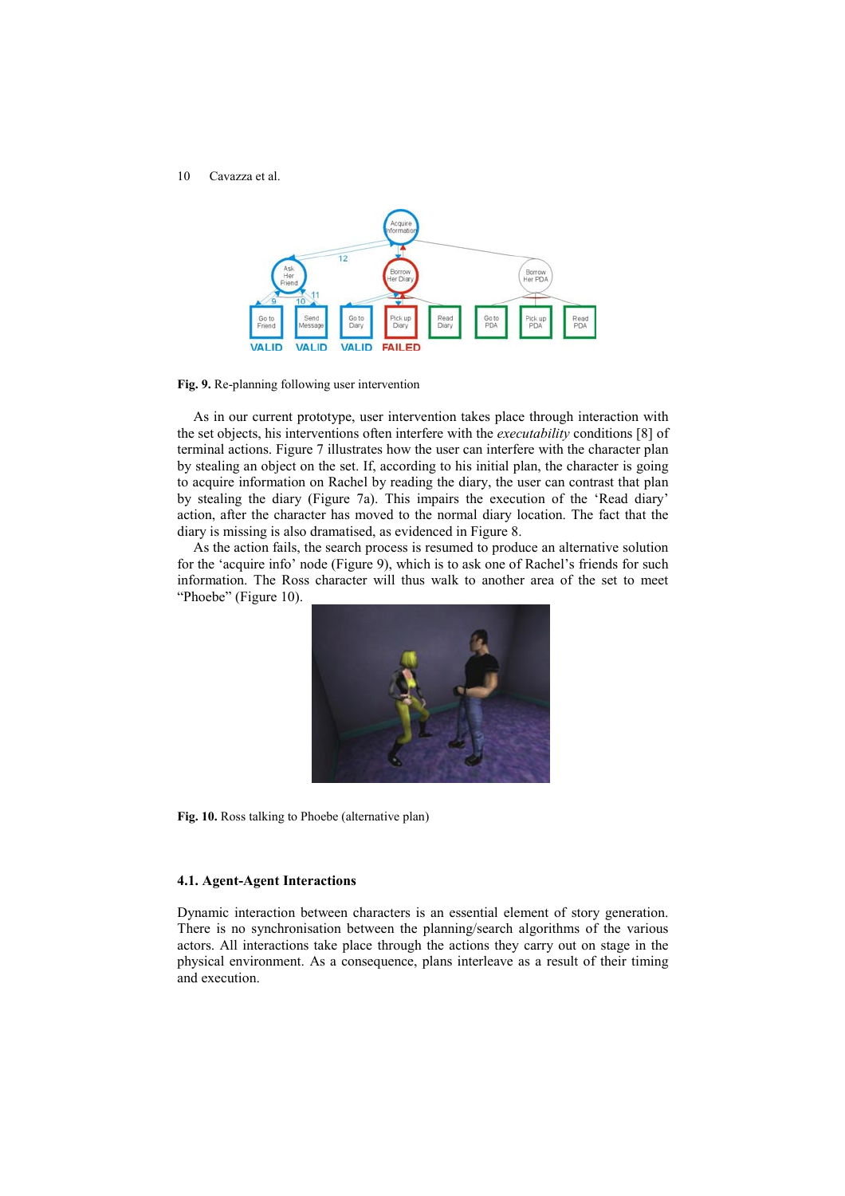**Fig. 9.** Re-planning following user intervention

As in our current prototype, user intervention takes place through interaction with the set objects, his interventions often interfere with the *executability* conditions [8] of terminal actions. Figure 7 illustrates how the user can interfere with the character plan by stealing an object on the set. If, according to his initial plan, the character is going to acquire information on Rachel by reading the diary, the user can contrast that plan by stealing the diary (Figure 7a). This impairs the execution of the 'Read diary' action, after the character has moved to the normal diary location. The fact that the diary is missing is also dramatised, as evidenced in Figure 8.

As the action fails, the search process is resumed to produce an alternative solution for the 'acquire info' node (Figure 9), which is to ask one of Rachel's friends for such information. The Ross character will thus walk to another area of the set to meet "Phoebe" (Figure 10).

**Fig. 10.** Ross talking to Phoebe (alternative plan)

### 4.1. Agent-Agent Interactions

Dynamic interaction between characters is an essential element of story generation. There is no synchronisation between the planning/search algorithms of the various actors. All interactions take place through the actions they carry out on stage in the physical environment. As a consequence, plans interleave as a result of their timing and execution.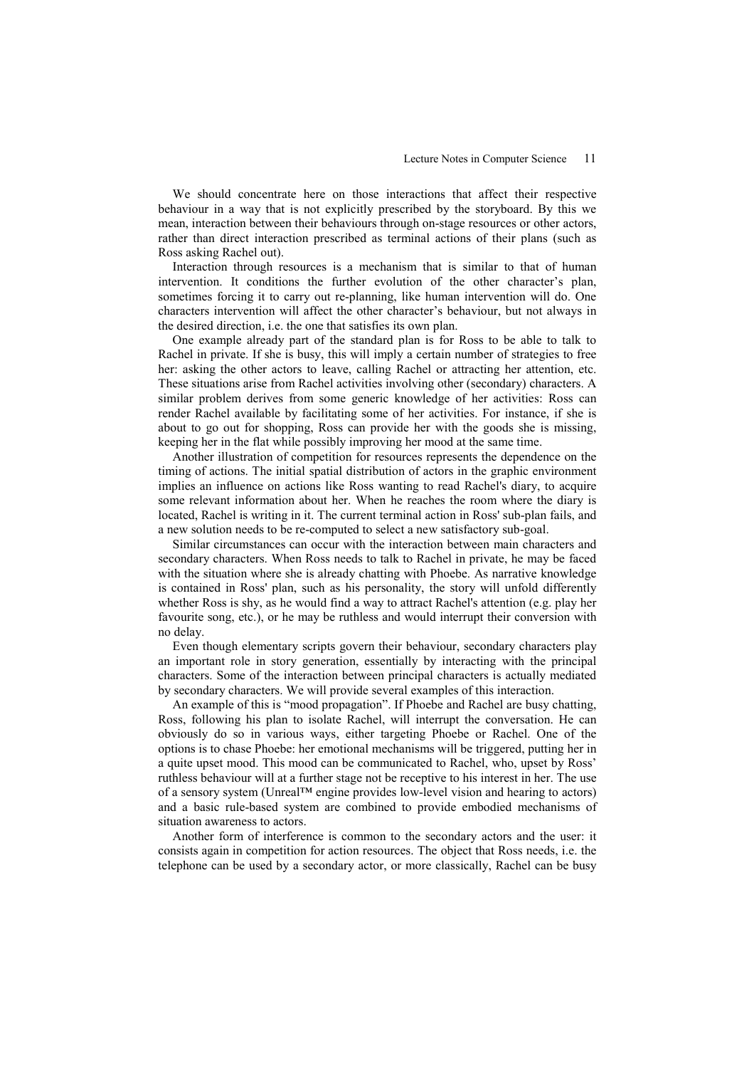We should concentrate here on those interactions that affect their respective behaviour in a way that is not explicitly prescribed by the storyboard. By this we mean, interaction between their behaviours through on-stage resources or other actors, rather than direct interaction prescribed as terminal actions of their plans (such as Ross asking Rachel out).

Interaction through resources is a mechanism that is similar to that of human intervention. It conditions the further evolution of the other character's plan, sometimes forcing it to carry out re-planning, like human intervention will do. One characters intervention will affect the other character's behaviour, but not always in the desired direction, i.e. the one that satisfies its own plan.

One example already part of the standard plan is for Ross to be able to talk to Rachel in private. If she is busy, this will imply a certain number of strategies to free her: asking the other actors to leave, calling Rachel or attracting her attention, etc. These situations arise from Rachel activities involving other (secondary) characters. A similar problem derives from some generic knowledge of her activities: Ross can render Rachel available by facilitating some of her activities. For instance, if she is about to go out for shopping, Ross can provide her with the goods she is missing, keeping her in the flat while possibly improving her mood at the same time.

Another illustration of competition for resources represents the dependence on the timing of actions. The initial spatial distribution of actors in the graphic environment implies an influence on actions like Ross wanting to read Rachel's diary, to acquire some relevant information about her. When he reaches the room where the diary is located, Rachel is writing in it. The current terminal action in Ross' sub-plan fails, and a new solution needs to be re-computed to select a new satisfactory sub-goal.

Similar circumstances can occur with the interaction between main characters and secondary characters. When Ross needs to talk to Rachel in private, he may be faced with the situation where she is already chatting with Phoebe. As narrative knowledge is contained in Ross' plan, such as his personality, the story will unfold differently whether Ross is shy, as he would find a way to attract Rachel's attention (e.g. play her favourite song, etc.), or he may be ruthless and would interrupt their conversion with no delay.

Even though elementary scripts govern their behaviour, secondary characters play an important role in story generation, essentially by interacting with the principal characters. Some of the interaction between principal characters is actually mediated by secondary characters. We will provide several examples of this interaction.

An example of this is "mood propagation". If Phoebe and Rachel are busy chatting, Ross, following his plan to isolate Rachel, will interrupt the conversation. He can obviously do so in various ways, either targeting Phoebe or Rachel. One of the options is to chase Phoebe: her emotional mechanisms will be triggered, putting her in a quite upset mood. This mood can be communicated to Rachel, who, upset by Ross' ruthless behaviour will at a further stage not be receptive to his interest in her. The use of a sensory system (Unreal™ engine provides low-level vision and hearing to actors) and a basic rule-based system are combined to provide embodied mechanisms of situation awareness to actors.

Another form of interference is common to the secondary actors and the user: it consists again in competition for action resources. The object that Ross needs, i.e. the telephone can be used by a secondary actor, or more classically, Rachel can be busy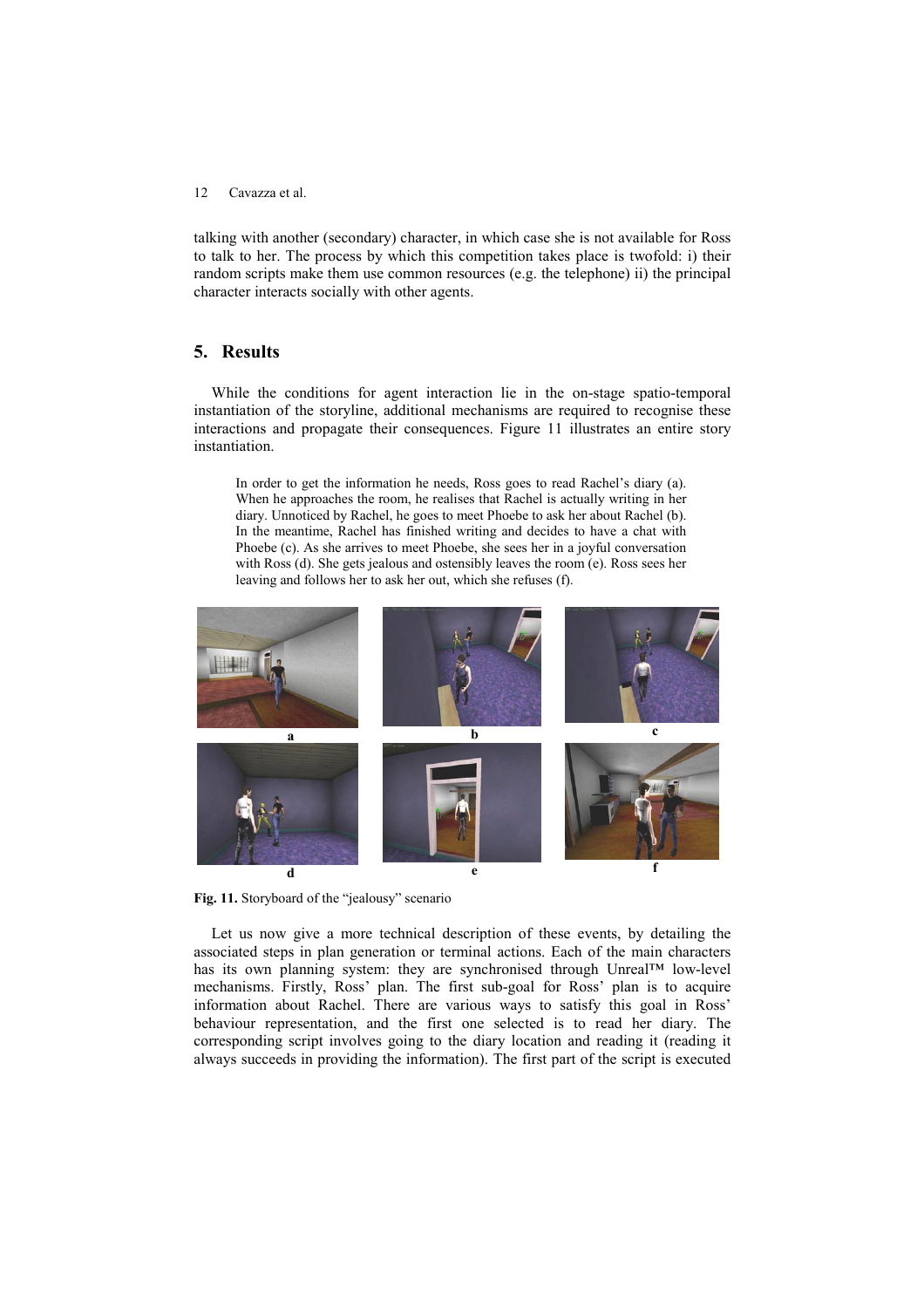talking with another (secondary) character, in which case she is not available for Ross to talk to her. The process by which this competition takes place is twofold: i) their random scripts make them use common resources (e.g. the telephone) ii) the principal character interacts socially with other agents.

## 5. Results

While the conditions for agent interaction lie in the on-stage spatio-temporal instantiation of the storyline, additional mechanisms are required to recognise these interactions and propagate their consequences. Figure 11 illustrates an entire story instantiation.

> In order to get the information he needs, Ross goes to read Rachel's diary (a). When he approaches the room, he realises that Rachel is actually writing in her diary. Unnoticed by Rachel, he goes to meet Phoebe to ask her about Rachel (b). In the meantime, Rachel has finished writing and decides to have a chat with Phoebe (c). As she arrives to meet Phoebe, she sees her in a joyful conversation with Ross (d). She gets jealous and ostensibly leaves the room (e). Ross sees her leaving and follows her to ask her out, which she refuses (f).

a

b

c

d

e

f

**Fig. 11.** Storyboard of the "jealousy" scenario

Let us now give a more technical description of these events, by detailing the associated steps in plan generation or terminal actions. Each of the main characters has its own planning system: they are synchronised through Unreal™ low-level mechanisms. Firstly, Ross' plan. The first sub-goal for Ross' plan is to acquire information about Rachel. There are various ways to satisfy this goal in Ross' behaviour representation, and the first one selected is to read her diary. The corresponding script involves going to the diary location and reading it (reading it always succeeds in providing the information). The first part of the script is executed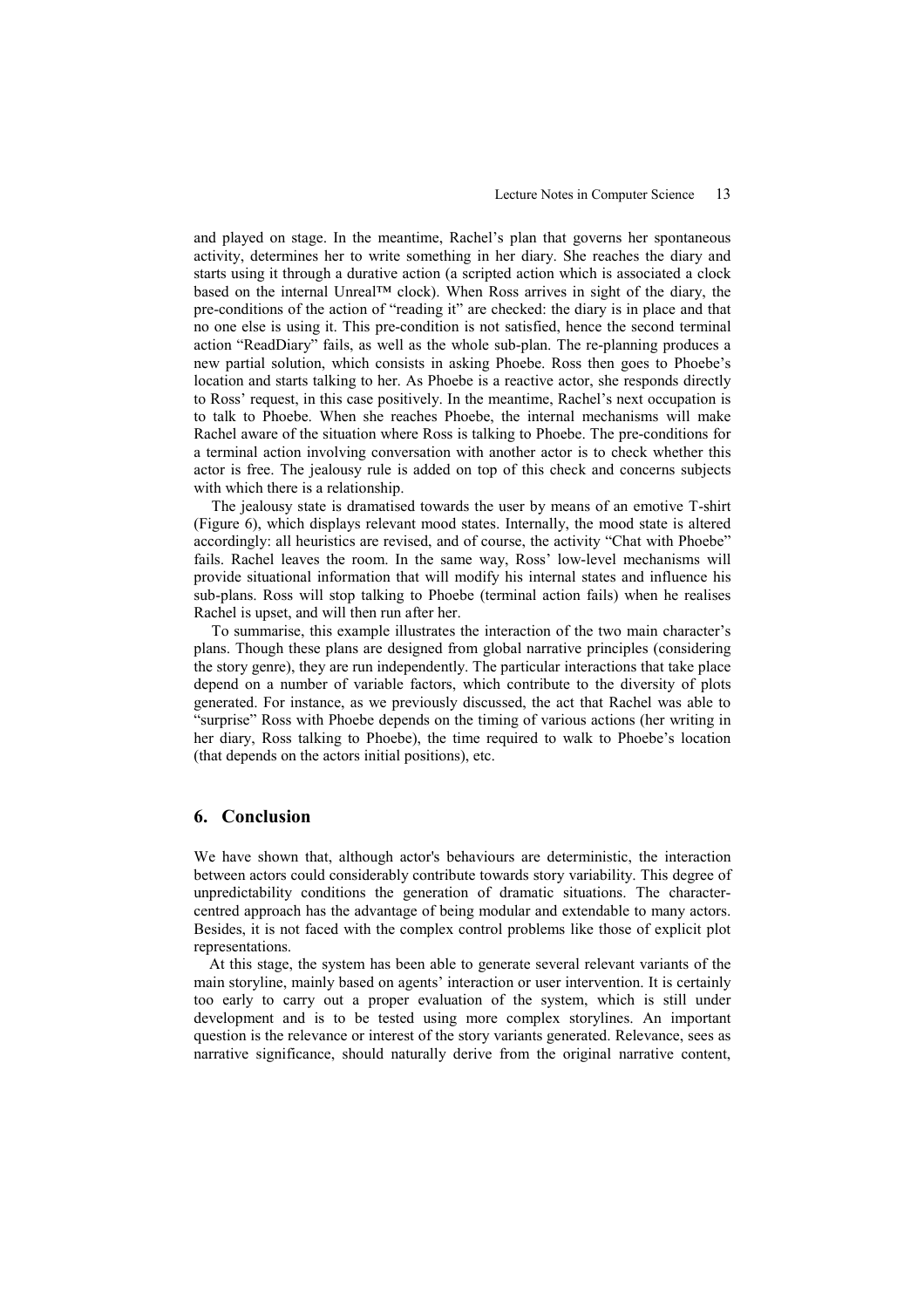and played on stage. In the meantime, Rachel's plan that governs her spontaneous activity, determines her to write something in her diary. She reaches the diary and starts using it through a durative action (a scripted action which is associated a clock based on the internal Unreal™ clock). When Ross arrives in sight of the diary, the pre-conditions of the action of "reading it" are checked: the diary is in place and that no one else is using it. This pre-condition is not satisfied, hence the second terminal action "ReadDiary" fails, as well as the whole sub-plan. The re-planning produces a new partial solution, which consists in asking Phoebe. Ross then goes to Phoebe's location and starts talking to her. As Phoebe is a reactive actor, she responds directly to Ross' request, in this case positively. In the meantime, Rachel's next occupation is to talk to Phoebe. When she reaches Phoebe, the internal mechanisms will make Rachel aware of the situation where Ross is talking to Phoebe. The pre-conditions for a terminal action involving conversation with another actor is to check whether this actor is free. The jealousy rule is added on top of this check and concerns subjects with which there is a relationship.

The jealousy state is dramatised towards the user by means of an emotive T-shirt (Figure 6), which displays relevant mood states. Internally, the mood state is altered accordingly: all heuristics are revised, and of course, the activity "Chat with Phoebe" fails. Rachel leaves the room. In the same way, Ross' low-level mechanisms will provide situational information that will modify his internal states and influence his sub-plans. Ross will stop talking to Phoebe (terminal action fails) when he realises Rachel is upset, and will then run after her.

To summarise, this example illustrates the interaction of the two main character's plans. Though these plans are designed from global narrative principles (considering the story genre), they are run independently. The particular interactions that take place depend on a number of variable factors, which contribute to the diversity of plots generated. For instance, as we previously discussed, the act that Rachel was able to "surprise" Ross with Phoebe depends on the timing of various actions (her writing in her diary, Ross talking to Phoebe), the time required to walk to Phoebe's location (that depends on the actors initial positions), etc.

## 6. Conclusion

We have shown that, although actor's behaviours are deterministic, the interaction between actors could considerably contribute towards story variability. This degree of unpredictability conditions the generation of dramatic situations. The character-centred approach has the advantage of being modular and extendable to many actors. Besides, it is not faced with the complex control problems like those of explicit plot representations.

At this stage, the system has been able to generate several relevant variants of the main storyline, mainly based on agents' interaction or user intervention. It is certainly too early to carry out a proper evaluation of the system, which is still under development and is to be tested using more complex storylines. An important question is the relevance or interest of the story variants generated. Relevance, sees as narrative significance, should naturally derive from the original narrative content,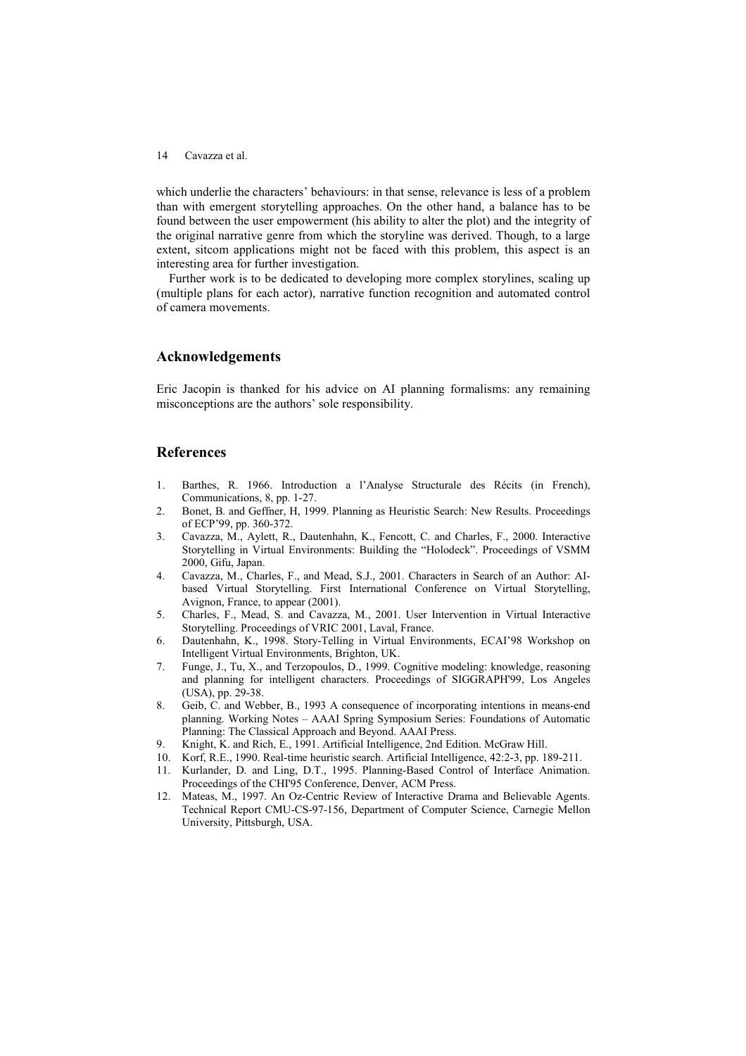which underlie the characters' behaviours: in that sense, relevance is less of a problem than with emergent storytelling approaches. On the other hand, a balance has to be found between the user empowerment (his ability to alter the plot) and the integrity of the original narrative genre from which the storyline was derived. Though, to a large extent, sitcom applications might not be faced with this problem, this aspect is an interesting area for further investigation.

Further work is to be dedicated to developing more complex storylines, scaling up (multiple plans for each actor), narrative function recognition and automated control of camera movements.

## Acknowledgements

Eric Jacopin is thanked for his advice on AI planning formalisms: any remaining misconceptions are the authors' sole responsibility.

## References

1. Barthes, R. 1966. Introduction a l'Analyse Structurale des Récits (in French), Communications, 8, pp. 1-27.
2. Bonet, B. and Geffner, H, 1999. Planning as Heuristic Search: New Results. Proceedings of ECP'99, pp. 360-372.
3. Cavazza, M., Aylett, R., Dautenhahn, K., Fencott, C. and Charles, F., 2000. Interactive Storytelling in Virtual Environments: Building the "Holodeck". Proceedings of VSMM 2000, Gifu, Japan.
4. Cavazza, M., Charles, F., and Mead, S.J., 2001. Characters in Search of an Author: AI-based Virtual Storytelling. First International Conference on Virtual Storytelling, Avignon, France, to appear (2001).
5. Charles, F., Mead, S. and Cavazza, M., 2001. User Intervention in Virtual Interactive Storytelling. Proceedings of VRIC 2001, Laval, France.
6. Dautenhahn, K., 1998. Story-Telling in Virtual Environments, ECAI'98 Workshop on Intelligent Virtual Environments, Brighton, UK.
7. Funge, J., Tu, X., and Terzopoulos, D., 1999. Cognitive modeling: knowledge, reasoning and planning for intelligent characters. Proceedings of SIGGRAPH'99, Los Angeles (USA), pp. 29-38.
8. Geib, C. and Webber, B., 1993 A consequence of incorporating intentions in means-end planning. Working Notes – AAAI Spring Symposium Series: Foundations of Automatic Planning: The Classical Approach and Beyond. AAAI Press.
9. Knight, K. and Rich, E., 1991. Artificial Intelligence, 2nd Edition. McGraw Hill.
10. Korf, R.E., 1990. Real-time heuristic search. Artificial Intelligence, 42:2-3, pp. 189-211.
11. Kurlander, D. and Ling, D.T., 1995. Planning-Based Control of Interface Animation. Proceedings of the CHI'95 Conference, Denver, ACM Press.
12. Mateas, M., 1997. An Oz-Centric Review of Interactive Drama and Believable Agents. Technical Report CMU-CS-97-156, Department of Computer Science, Carnegie Mellon University, Pittsburgh, USA.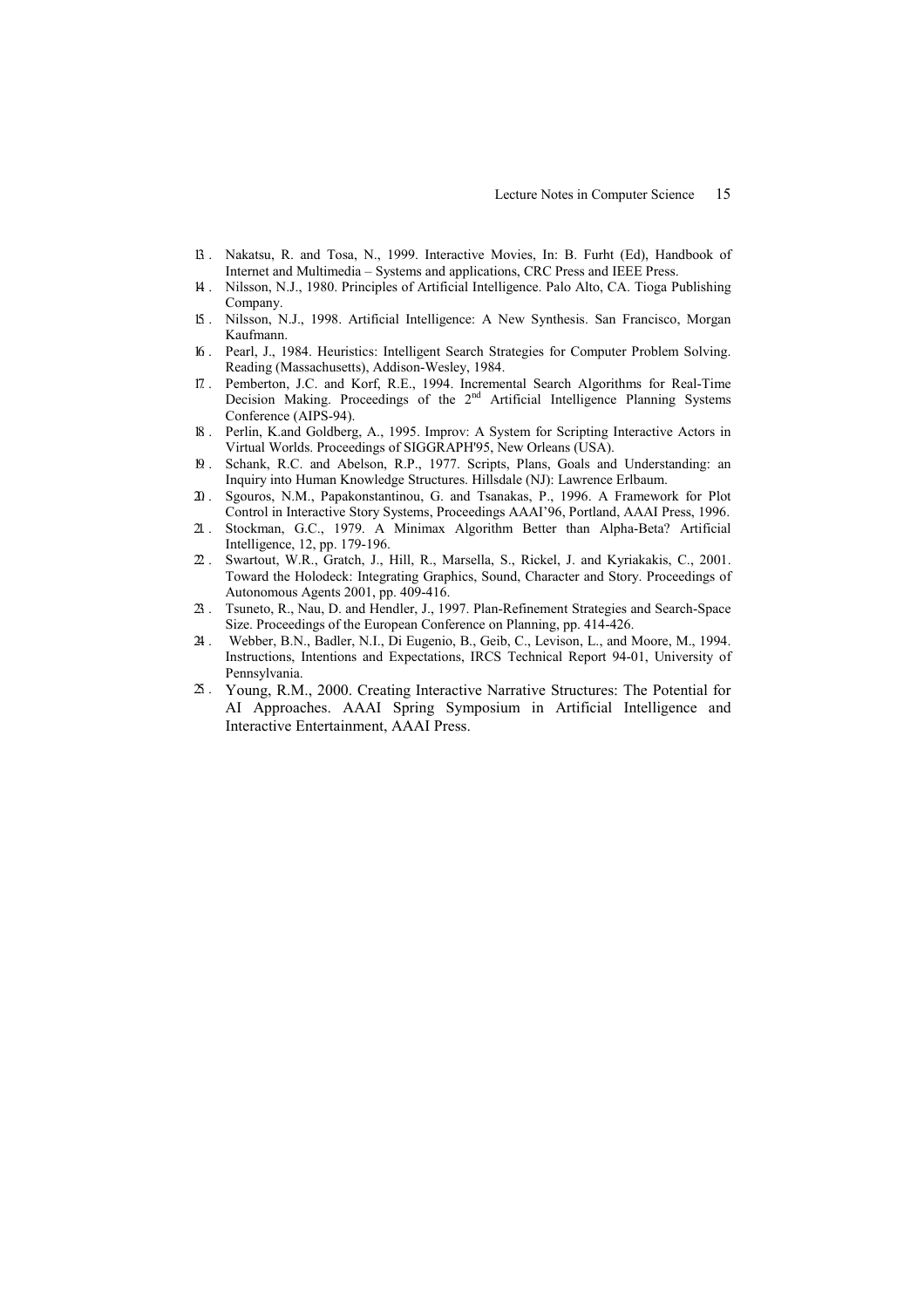13. Nakatsu, R. and Tosa, N., 1999. Interactive Movies, In: B. Furht (Ed), Handbook of Internet and Multimedia – Systems and applications, CRC Press and IEEE Press.
14. Nilsson, N.J., 1980. Principles of Artificial Intelligence. Palo Alto, CA. Tioga Publishing Company.
15. Nilsson, N.J., 1998. Artificial Intelligence: A New Synthesis. San Francisco, Morgan Kaufmann.
16. Pearl, J., 1984. Heuristics: Intelligent Search Strategies for Computer Problem Solving. Reading (Massachusetts), Addison-Wesley, 1984.
17. Pemberton, J.C. and Korf, R.E., 1994. Incremental Search Algorithms for Real-Time Decision Making. Proceedings of the 2nd Artificial Intelligence Planning Systems Conference (AIPS-94).
18. Perlin, K.and Goldberg, A., 1995. Improv: A System for Scripting Interactive Actors in Virtual Worlds. Proceedings of SIGGRAPH'95, New Orleans (USA).
19. Schank, R.C. and Abelson, R.P., 1977. Scripts, Plans, Goals and Understanding: an Inquiry into Human Knowledge Structures. Hillsdale (NJ): Lawrence Erlbaum.
20. Sgouros, N.M., Papakonstantinou, G. and Tsanakas, P., 1996. A Framework for Plot Control in Interactive Story Systems, Proceedings AAAI'96, Portland, AAAI Press, 1996.
21. Stockman, G.C., 1979. A Minimax Algorithm Better than Alpha-Beta? Artificial Intelligence, 12, pp. 179-196.
22. Swartout, W.R., Gratch, J., Hill, R., Marsella, S., Rickel, J. and Kyriakakis, C., 2001. Toward the Holodeck: Integrating Graphics, Sound, Character and Story. Proceedings of Autonomous Agents 2001, pp. 409-416.
23. Tsuneto, R., Nau, D. and Hendler, J., 1997. Plan-Refinement Strategies and Search-Space Size. Proceedings of the European Conference on Planning, pp. 414-426.
24. Webber, B.N., Badler, N.I., Di Eugenio, B., Geib, C., Levison, L., and Moore, M., 1994. Instructions, Intentions and Expectations, IRCS Technical Report 94-01, University of Pennsylvania.
25. Young, R.M., 2000. Creating Interactive Narrative Structures: The Potential for AI Approaches. AAAI Spring Symposium in Artificial Intelligence and Interactive Entertainment, AAAI Press.